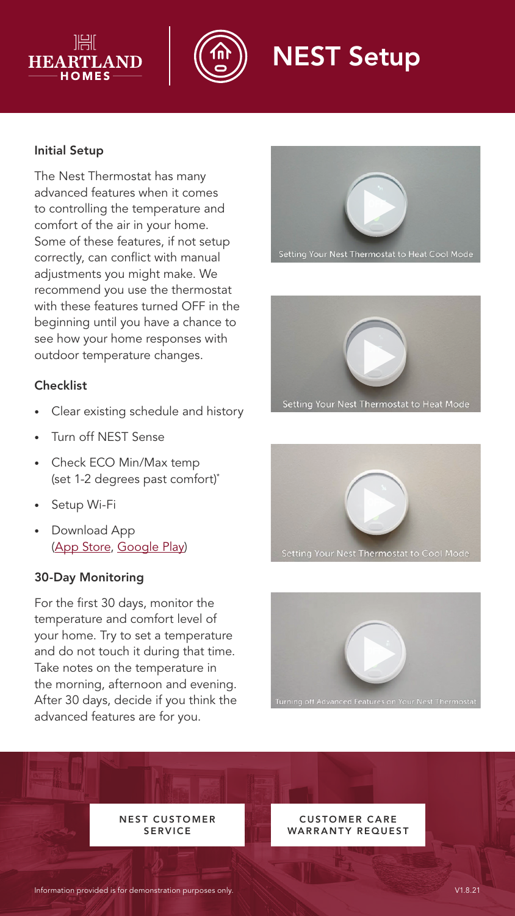# NEST Setup

HEARTLAND HOMES

### Initial Setup

The Nest Thermostat has many advanced features when it comes to controlling the temperature and comfort of the air in your home. Some of these features, if not setup correctly, can conflict with manual adjustments you might make. We recommend you use the thermostat with these features turned OFF in the beginning until you have a chance to see how your home responses with outdoor temperature changes.

### Checklist

- Clear existing schedule and history
- Turn off NEST Sense
- Check ECO Min/Max temp (set 1-2 degrees past comfort)*
- Setup Wi-Fi
- Download App (App Store, Google Play)

### 30-Day Monitoring

For the first 30 days, monitor the temperature and comfort level of your home. Try to set a temperature and do not touch it during that time. Take notes on the temperature in the morning, afternoon and evening. After 30 days, decide if you think the advanced features are for you.

Setting Your Nest Thermostat to Heat Cool Mode

Setting Your Nest Thermostat to Heat Mode

Setting Your Nest Thermostat to Cool Mode

Turning off Advanced Features on Your Nest Thermostat

NEST CUSTOMER SERVICE

CUSTOMER CARE WARRANTY REQUEST

Information provided is for demonstration purposes only.

V1.8.21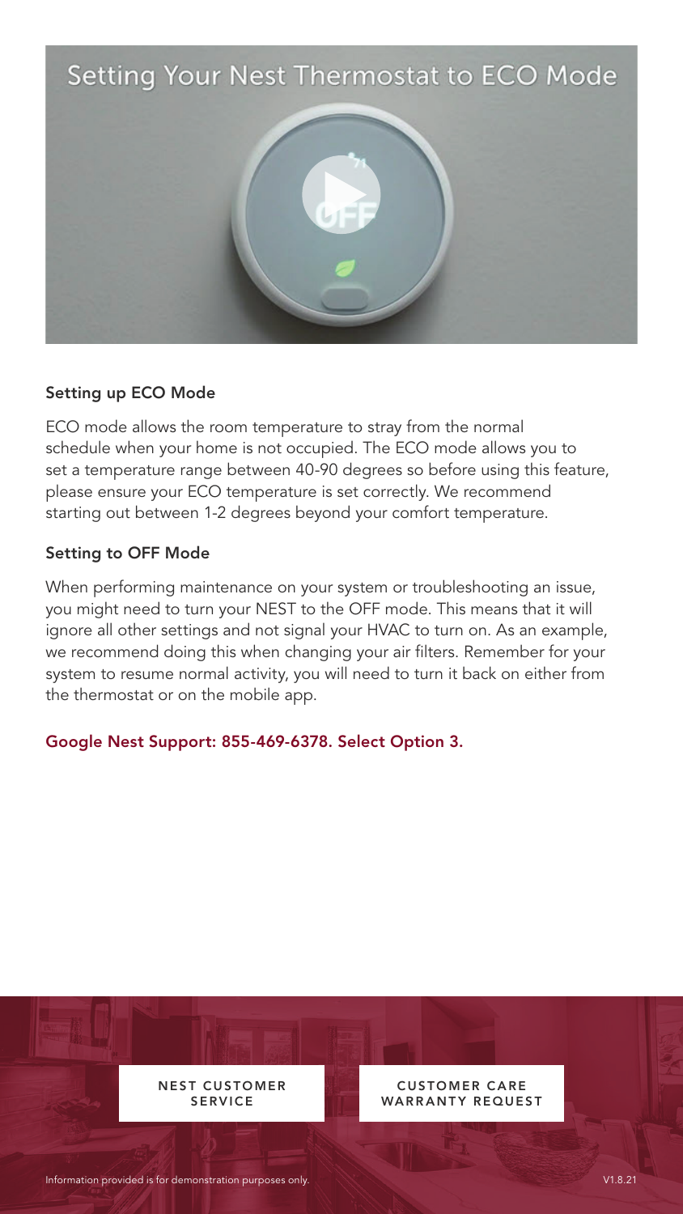# Setting Your Nest Thermostat to ECO Mode

### Setting up ECO Mode

ECO mode allows the room temperature to stray from the normal schedule when your home is not occupied. The ECO mode allows you to set a temperature range between 40-90 degrees so before using this feature, please ensure your ECO temperature is set correctly. We recommend starting out between 1-2 degrees beyond your comfort temperature.

### Setting to OFF Mode

When performing maintenance on your system or troubleshooting an issue, you might need to turn your NEST to the OFF mode. This means that it will ignore all other settings and not signal your HVAC to turn on. As an example, we recommend doing this when changing your air filters. Remember for your system to resume normal activity, you will need to turn it back on either from the thermostat or on the mobile app.

**Google Nest Support: 855-469-6378. Select Option 3.**

NEST CUSTOMER SERVICE

CUSTOMER CARE WARRANTY REQUEST

Information provided is for demonstration purposes only.

V1.8.21